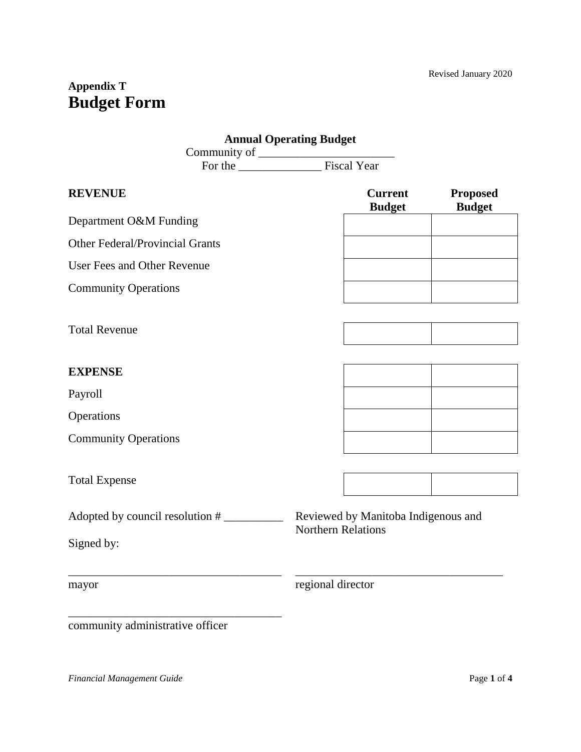Revised January 2020

**Appendix T**

# Budget Form

**Annual Operating Budget**

Community of _______________________

For the ______________ Fiscal Year

| REVENUE | Current Budget | Proposed Budget |
|---|---|---|
| Department O&M Funding | | |
| Other Federal/Provincial Grants | | |
| User Fees and Other Revenue | | |
| Community Operations | | |
| | | |
| Total Revenue | | |
| | | |
| **EXPENSE** | | |
| Payroll | | |
| Operations | | |
| Community Operations | | |
| | | |
| Total Expense | | |

Adopted by council resolution # __________

Signed by:

_____________________________________

mayor

_____________________________________

community administrative officer

Reviewed by Manitoba Indigenous and Northern Relations

____________________________________

regional director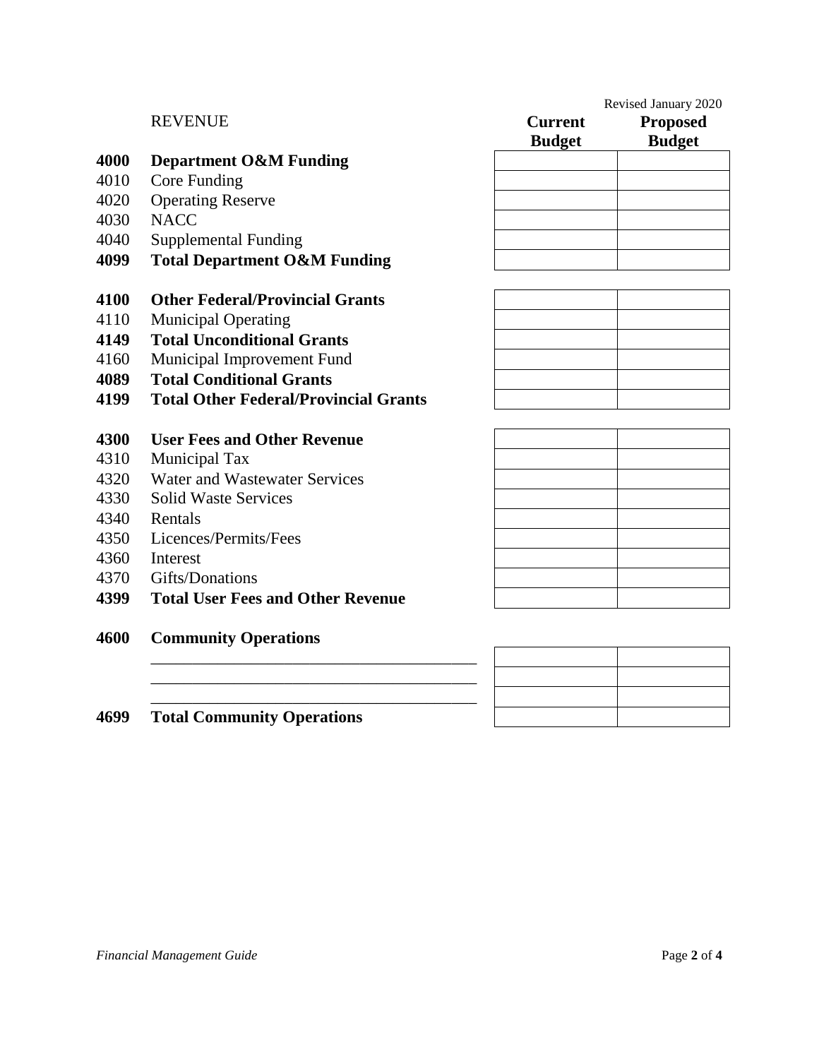Revised January 2020

| | REVENUE | Current Budget | Proposed Budget |
|---|---|---|---|
| **4000** | **Department O&M Funding** | | |
| 4010 | Core Funding | | |
| 4020 | Operating Reserve | | |
| 4030 | NACC | | |
| 4040 | Supplemental Funding | | |
| **4099** | **Total Department O&M Funding** | | |
| | | | |
| **4100** | **Other Federal/Provincial Grants** | | |
| 4110 | Municipal Operating | | |
| **4149** | **Total Unconditional Grants** | | |
| 4160 | Municipal Improvement Fund | | |
| **4089** | **Total Conditional Grants** | | |
| **4199** | **Total Other Federal/Provincial Grants** | | |
| | | | |
| **4300** | **User Fees and Other Revenue** | | |
| 4310 | Municipal Tax | | |
| 4320 | Water and Wastewater Services | | |
| 4330 | Solid Waste Services | | |
| 4340 | Rentals | | |
| 4350 | Licences/Permits/Fees | | |
| 4360 | Interest | | |
| 4370 | Gifts/Donations | | |
| **4399** | **Total User Fees and Other Revenue** | | |
| | | | |
| **4600** | **Community Operations** | | |
| | ________________________________________ | | |
| | ________________________________________ | | |
| | ________________________________________ | | |
| **4699** | **Total Community Operations** | | |

*Financial Management Guide*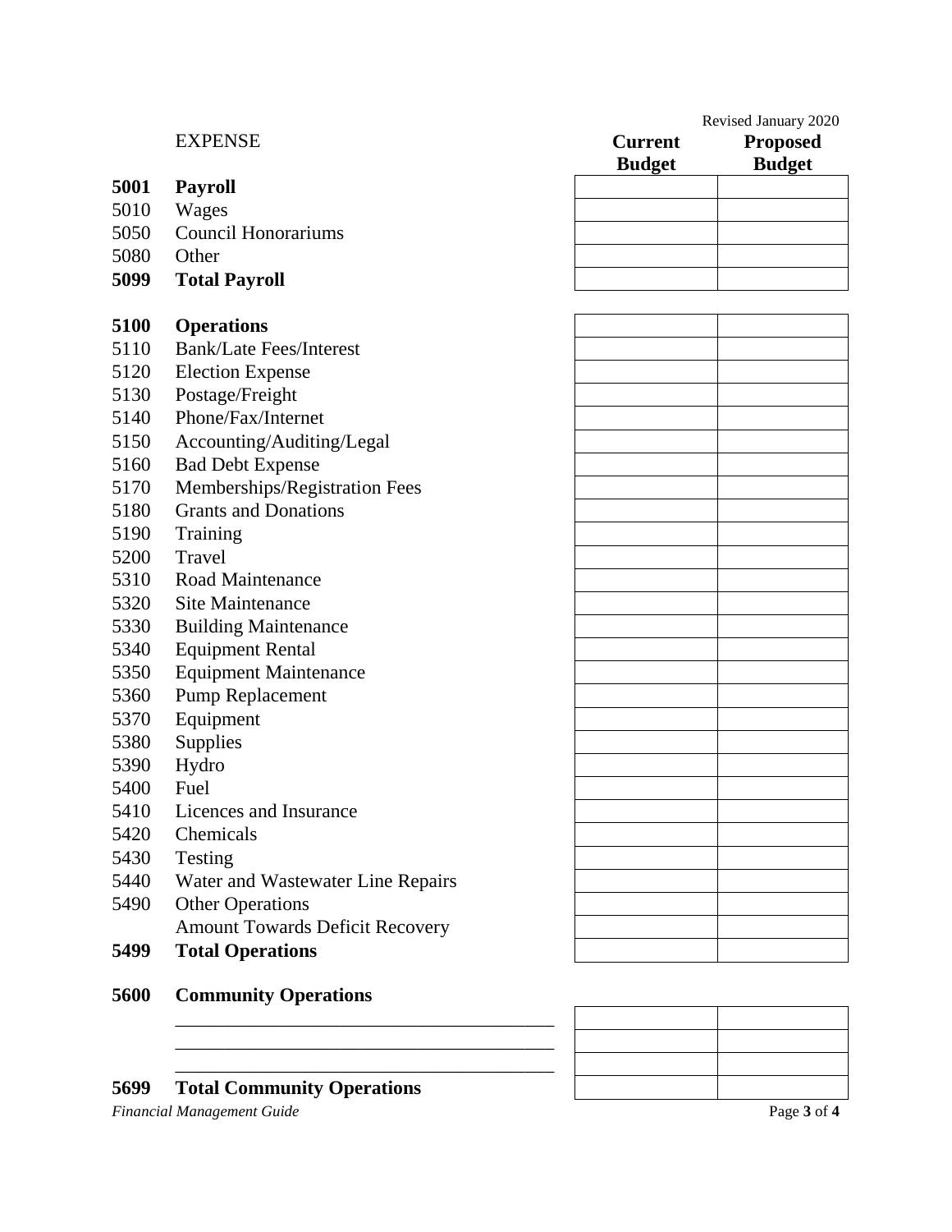Revised January 2020

| | EXPENSE | Current Budget | Proposed Budget |
|---|---|---|---|
| **5001** | **Payroll** | | |
| 5010 | Wages | | |
| 5050 | Council Honorariums | | |
| 5080 | Other | | |
| **5099** | **Total Payroll** | | |
| | | | |
| **5100** | **Operations** | | |
| 5110 | Bank/Late Fees/Interest | | |
| 5120 | Election Expense | | |
| 5130 | Postage/Freight | | |
| 5140 | Phone/Fax/Internet | | |
| 5150 | Accounting/Auditing/Legal | | |
| 5160 | Bad Debt Expense | | |
| 5170 | Memberships/Registration Fees | | |
| 5180 | Grants and Donations | | |
| 5190 | Training | | |
| 5200 | Travel | | |
| 5310 | Road Maintenance | | |
| 5320 | Site Maintenance | | |
| 5330 | Building Maintenance | | |
| 5340 | Equipment Rental | | |
| 5350 | Equipment Maintenance | | |
| 5360 | Pump Replacement | | |
| 5370 | Equipment | | |
| 5380 | Supplies | | |
| 5390 | Hydro | | |
| 5400 | Fuel | | |
| 5410 | Licences and Insurance | | |
| 5420 | Chemicals | | |
| 5430 | Testing | | |
| 5440 | Water and Wastewater Line Repairs | | |
| 5490 | Other Operations | | |
| | Amount Towards Deficit Recovery | | |
| **5499** | **Total Operations** | | |
| | | | |
| **5600** | **Community Operations** | | |
| | ________________________________________ | | |
| | ________________________________________ | | |
| | ________________________________________ | | |
| **5699** | **Total Community Operations** | | |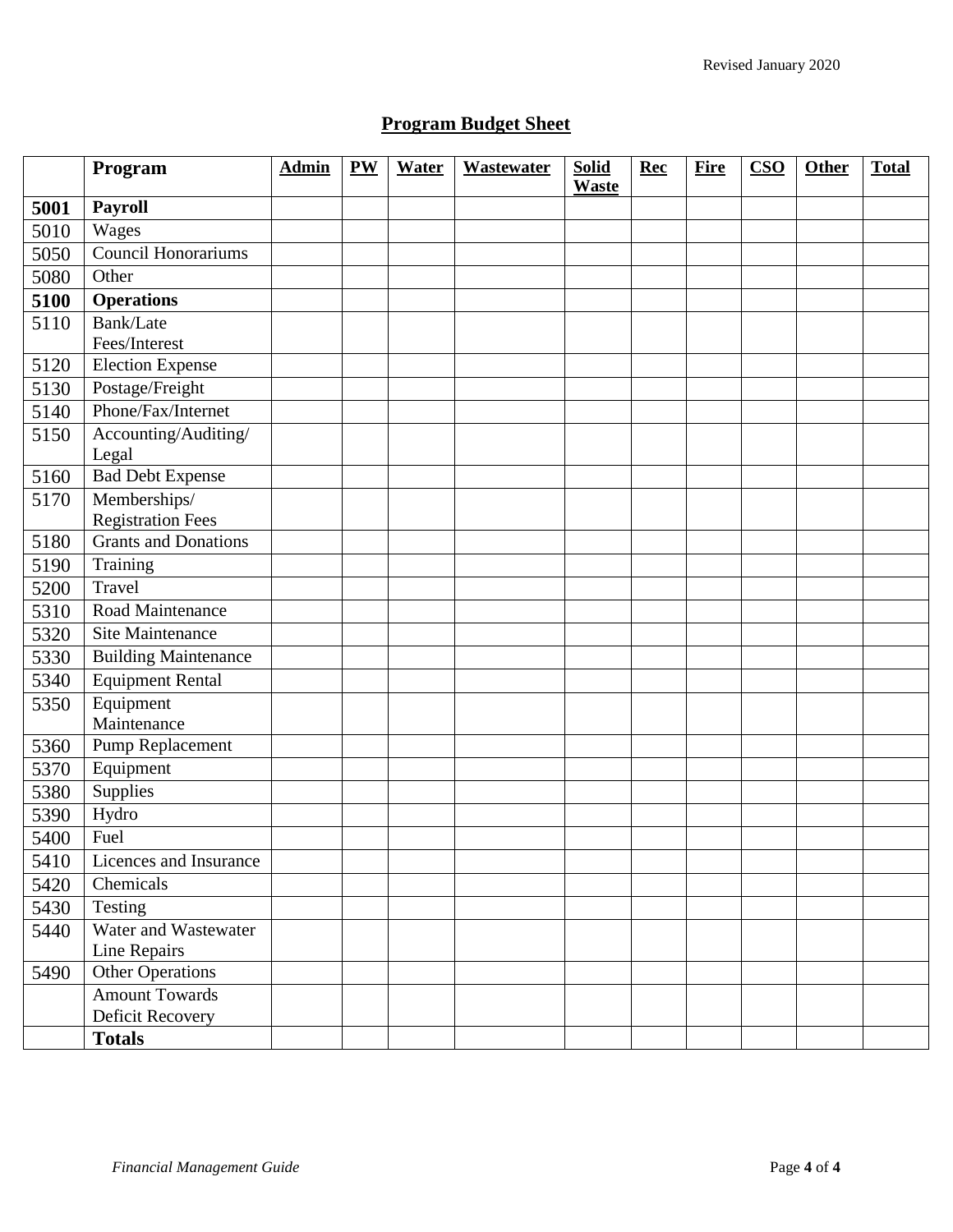## Program Budget Sheet

| | Program | Admin | PW | Water | Wastewater | Solid Waste | Rec | Fire | CSO | Other | Total |
|---|---|---|---|---|---|---|---|---|---|---|---|
| **5001** | **Payroll** | | | | | | | | | | |
| 5010 | Wages | | | | | | | | | | |
| 5050 | Council Honorariums | | | | | | | | | | |
| 5080 | Other | | | | | | | | | | |
| **5100** | **Operations** | | | | | | | | | | |
| 5110 | Bank/Late Fees/Interest | | | | | | | | | | |
| 5120 | Election Expense | | | | | | | | | | |
| 5130 | Postage/Freight | | | | | | | | | | |
| 5140 | Phone/Fax/Internet | | | | | | | | | | |
| 5150 | Accounting/Auditing/ Legal | | | | | | | | | | |
| 5160 | Bad Debt Expense | | | | | | | | | | |
| 5170 | Memberships/ Registration Fees | | | | | | | | | | |
| 5180 | Grants and Donations | | | | | | | | | | |
| 5190 | Training | | | | | | | | | | |
| 5200 | Travel | | | | | | | | | | |
| 5310 | Road Maintenance | | | | | | | | | | |
| 5320 | Site Maintenance | | | | | | | | | | |
| 5330 | Building Maintenance | | | | | | | | | | |
| 5340 | Equipment Rental | | | | | | | | | | |
| 5350 | Equipment Maintenance | | | | | | | | | | |
| 5360 | Pump Replacement | | | | | | | | | | |
| 5370 | Equipment | | | | | | | | | | |
| 5380 | Supplies | | | | | | | | | | |
| 5390 | Hydro | | | | | | | | | | |
| 5400 | Fuel | | | | | | | | | | |
| 5410 | Licences and Insurance | | | | | | | | | | |
| 5420 | Chemicals | | | | | | | | | | |
| 5430 | Testing | | | | | | | | | | |
| 5440 | Water and Wastewater Line Repairs | | | | | | | | | | |
| 5490 | Other Operations | | | | | | | | | | |
| | Amount Towards Deficit Recovery | | | | | | | | | | |
| | **Totals** | | | | | | | | | | |